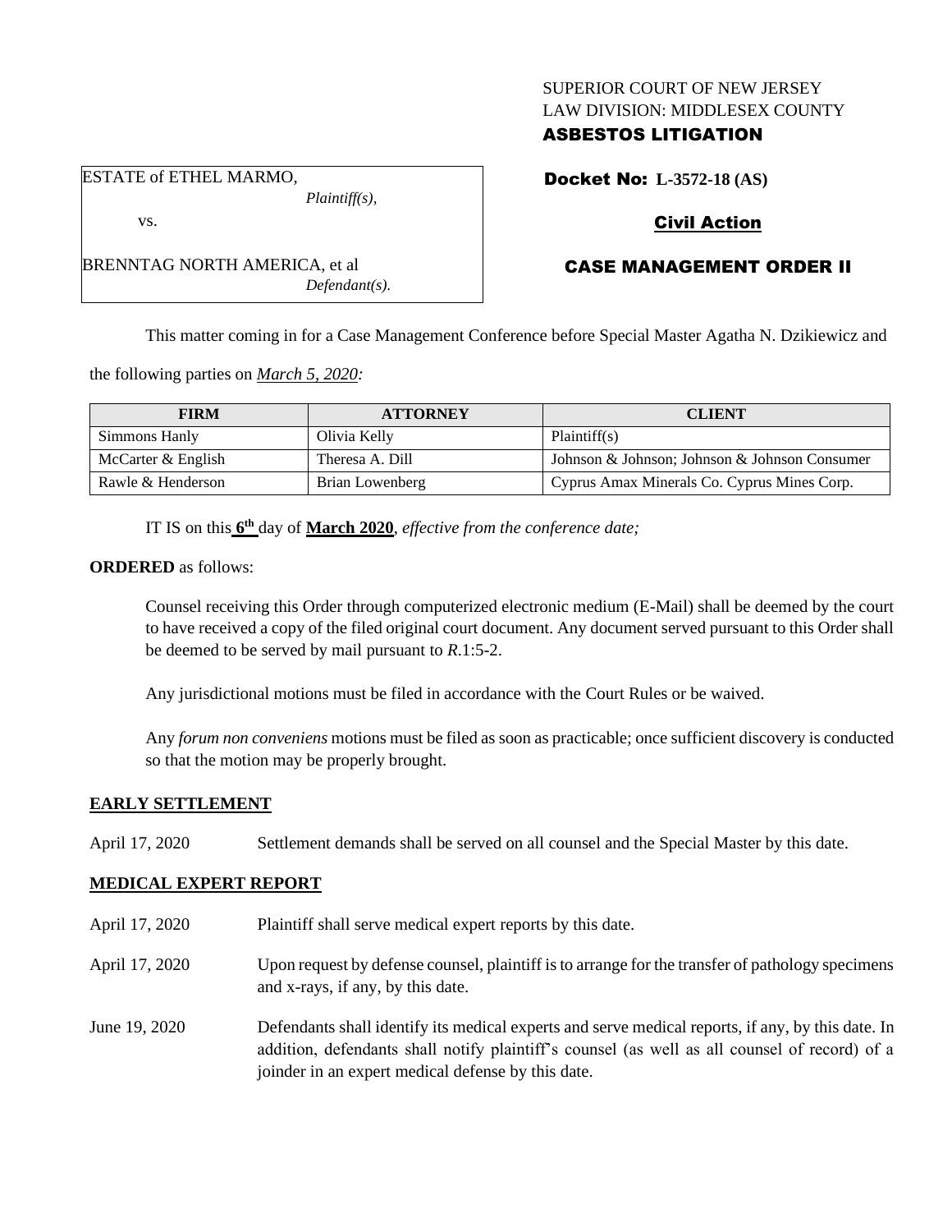SUPERIOR COURT OF NEW JERSEY
LAW DIVISION: MIDDLESEX COUNTY
**ASBESTOS LITIGATION**

ESTATE of ETHEL MARMO,
*Plaintiff(s),*

vs.

BRENNTAG NORTH AMERICA, et al
*Defendant(s).*

**Docket No: L-3572-18 (AS)**

**Civil Action**

**CASE MANAGEMENT ORDER II**

This matter coming in for a Case Management Conference before Special Master Agatha N. Dzikiewicz and the following parties on *March 5, 2020:*

| FIRM | ATTORNEY | CLIENT |
| --- | --- | --- |
| Simmons Hanly | Olivia Kelly | Plaintiff(s) |
| McCarter & English | Theresa A. Dill | Johnson & Johnson; Johnson & Johnson Consumer |
| Rawle & Henderson | Brian Lowenberg | Cyprus Amax Minerals Co. Cyprus Mines Corp. |

IT IS on this **6th** day of **March 2020**, *effective from the conference date;*

**ORDERED** as follows:

Counsel receiving this Order through computerized electronic medium (E-Mail) shall be deemed by the court to have received a copy of the filed original court document. Any document served pursuant to this Order shall be deemed to be served by mail pursuant to *R*.1:5-2.

Any jurisdictional motions must be filed in accordance with the Court Rules or be waived.

Any *forum non conveniens* motions must be filed as soon as practicable; once sufficient discovery is conducted so that the motion may be properly brought.

**EARLY SETTLEMENT**

April 17, 2020 Settlement demands shall be served on all counsel and the Special Master by this date.

**MEDICAL EXPERT REPORT**

April 17, 2020 Plaintiff shall serve medical expert reports by this date.

April 17, 2020 Upon request by defense counsel, plaintiff is to arrange for the transfer of pathology specimens and x-rays, if any, by this date.

June 19, 2020 Defendants shall identify its medical experts and serve medical reports, if any, by this date. In addition, defendants shall notify plaintiff's counsel (as well as all counsel of record) of a joinder in an expert medical defense by this date.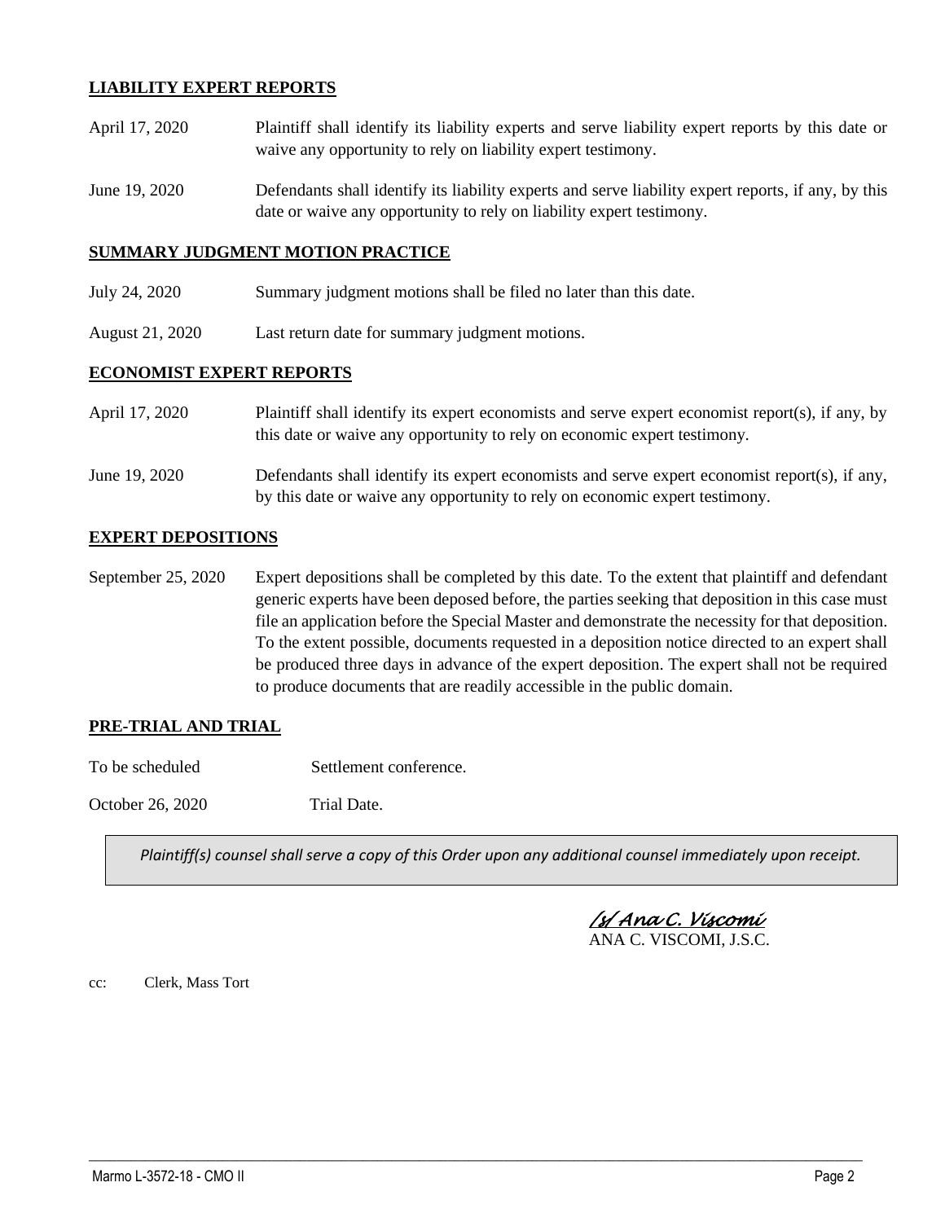## LIABILITY EXPERT REPORTS

| | |
|---|---|
| April 17, 2020 | Plaintiff shall identify its liability experts and serve liability expert reports by this date or waive any opportunity to rely on liability expert testimony. |
| June 19, 2020 | Defendants shall identify its liability experts and serve liability expert reports, if any, by this date or waive any opportunity to rely on liability expert testimony. |

## SUMMARY JUDGMENT MOTION PRACTICE

| | |
|---|---|
| July 24, 2020 | Summary judgment motions shall be filed no later than this date. |
| August 21, 2020 | Last return date for summary judgment motions. |

## ECONOMIST EXPERT REPORTS

| | |
|---|---|
| April 17, 2020 | Plaintiff shall identify its expert economists and serve expert economist report(s), if any, by this date or waive any opportunity to rely on economic expert testimony. |
| June 19, 2020 | Defendants shall identify its expert economists and serve expert economist report(s), if any, by this date or waive any opportunity to rely on economic expert testimony. |

## EXPERT DEPOSITIONS

| | |
|---|---|
| September 25, 2020 | Expert depositions shall be completed by this date. To the extent that plaintiff and defendant generic experts have been deposed before, the parties seeking that deposition in this case must file an application before the Special Master and demonstrate the necessity for that deposition. To the extent possible, documents requested in a deposition notice directed to an expert shall be produced three days in advance of the expert deposition. The expert shall not be required to produce documents that are readily accessible in the public domain. |

## PRE-TRIAL AND TRIAL

| | |
|---|---|
| To be scheduled | Settlement conference. |
| October 26, 2020 | Trial Date. |

*Plaintiff(s) counsel shall serve a copy of this Order upon any additional counsel immediately upon receipt.*

/s/ Ana C. Viscomi
ANA C. VISCOMI, J.S.C.

cc: Clerk, Mass Tort